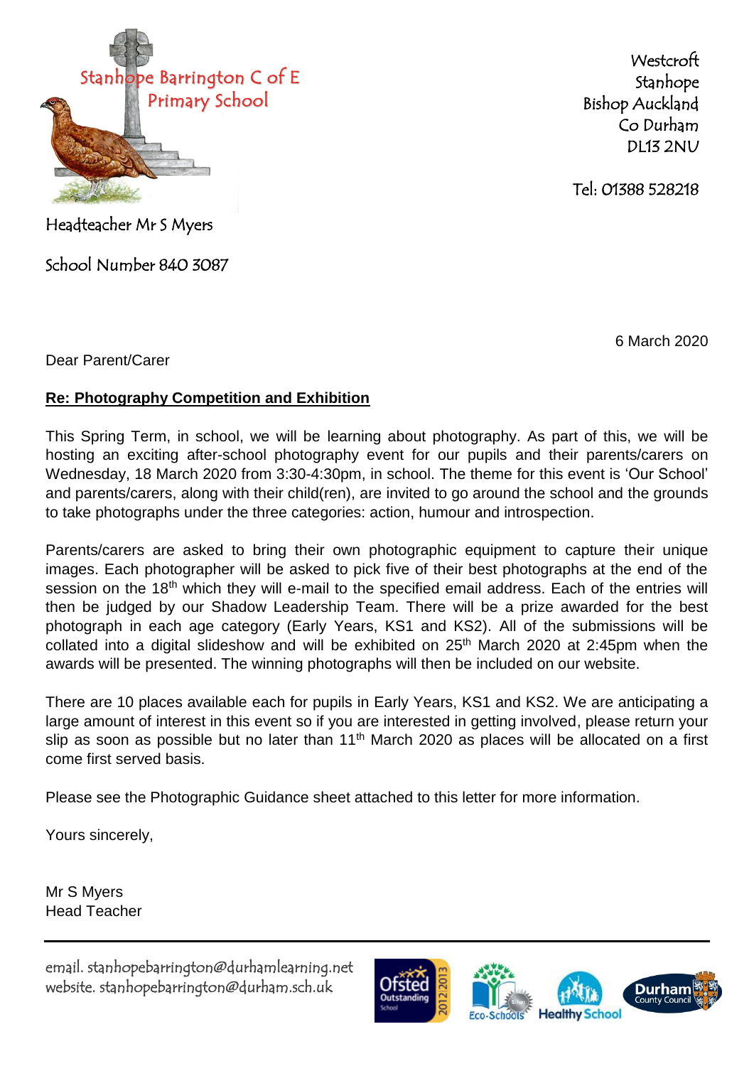Stanhope Barrington C of E Primary School

Westcroft
Stanhope
Bishop Auckland
Co Durham
DL13 2NU

Tel: 01388 528218

Headteacher Mr S Myers

School Number 840 3087

6 March 2020

Dear Parent/Carer

**Re: Photography Competition and Exhibition**

This Spring Term, in school, we will be learning about photography. As part of this, we will be hosting an exciting after-school photography event for our pupils and their parents/carers on Wednesday, 18 March 2020 from 3:30-4:30pm, in school. The theme for this event is 'Our School' and parents/carers, along with their child(ren), are invited to go around the school and the grounds to take photographs under the three categories: action, humour and introspection.

Parents/carers are asked to bring their own photographic equipment to capture their unique images. Each photographer will be asked to pick five of their best photographs at the end of the session on the 18th which they will e-mail to the specified email address. Each of the entries will then be judged by our Shadow Leadership Team. There will be a prize awarded for the best photograph in each age category (Early Years, KS1 and KS2). All of the submissions will be collated into a digital slideshow and will be exhibited on 25th March 2020 at 2:45pm when the awards will be presented. The winning photographs will then be included on our website.

There are 10 places available each for pupils in Early Years, KS1 and KS2. We are anticipating a large amount of interest in this event so if you are interested in getting involved, please return your slip as soon as possible but no later than 11th March 2020 as places will be allocated on a first come first served basis.

Please see the Photographic Guidance sheet attached to this letter for more information.

Yours sincerely,

Mr S Myers
Head Teacher

email. stanhopebarrington@durhamlearning.net
website. stanhopebarrington@durham.sch.uk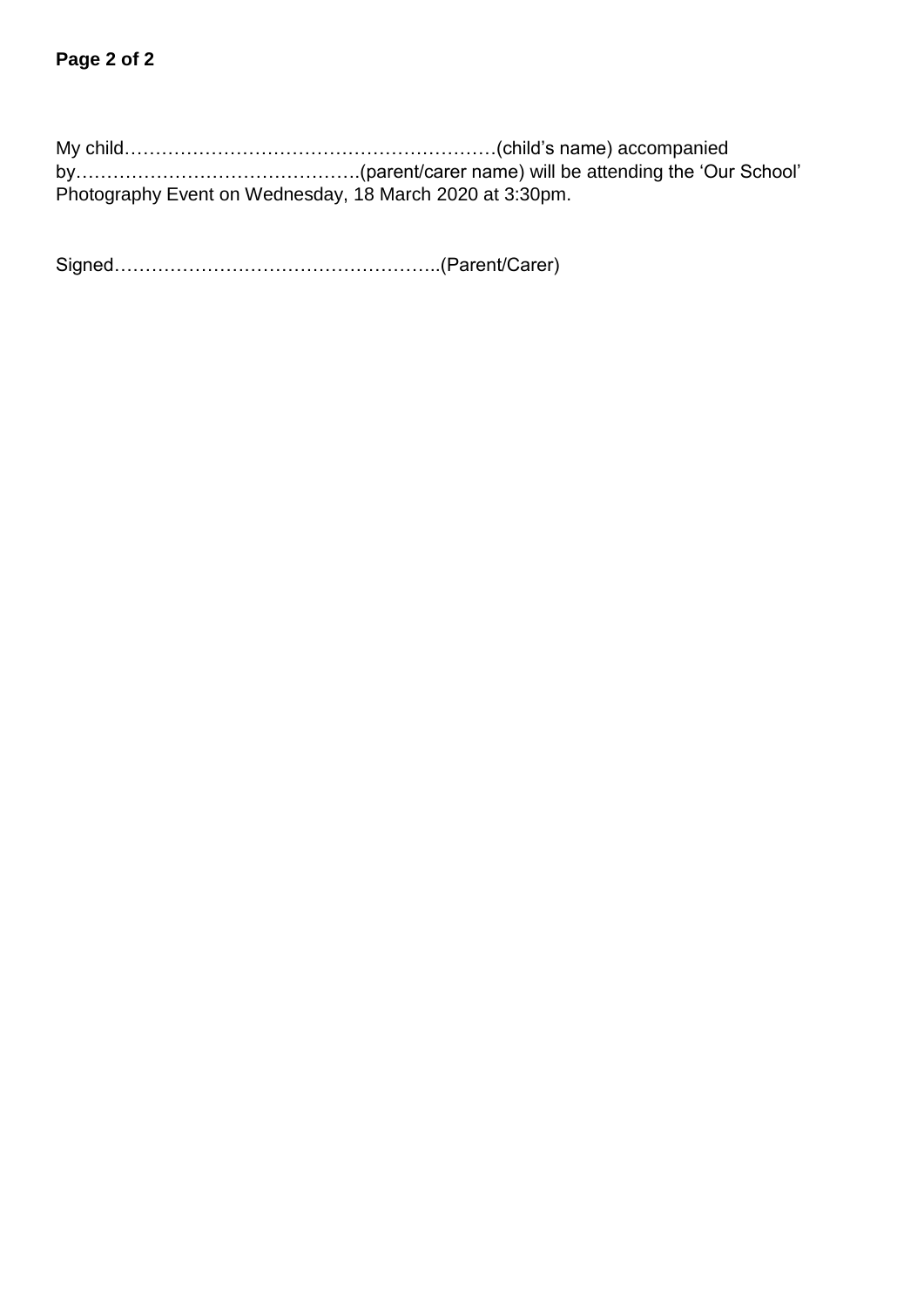My child……………………………………………………(child's name) accompanied by……………………………………….(parent/carer name) will be attending the 'Our School' Photography Event on Wednesday, 18 March 2020 at 3:30pm.

Signed……………………………………………..(Parent/Carer)